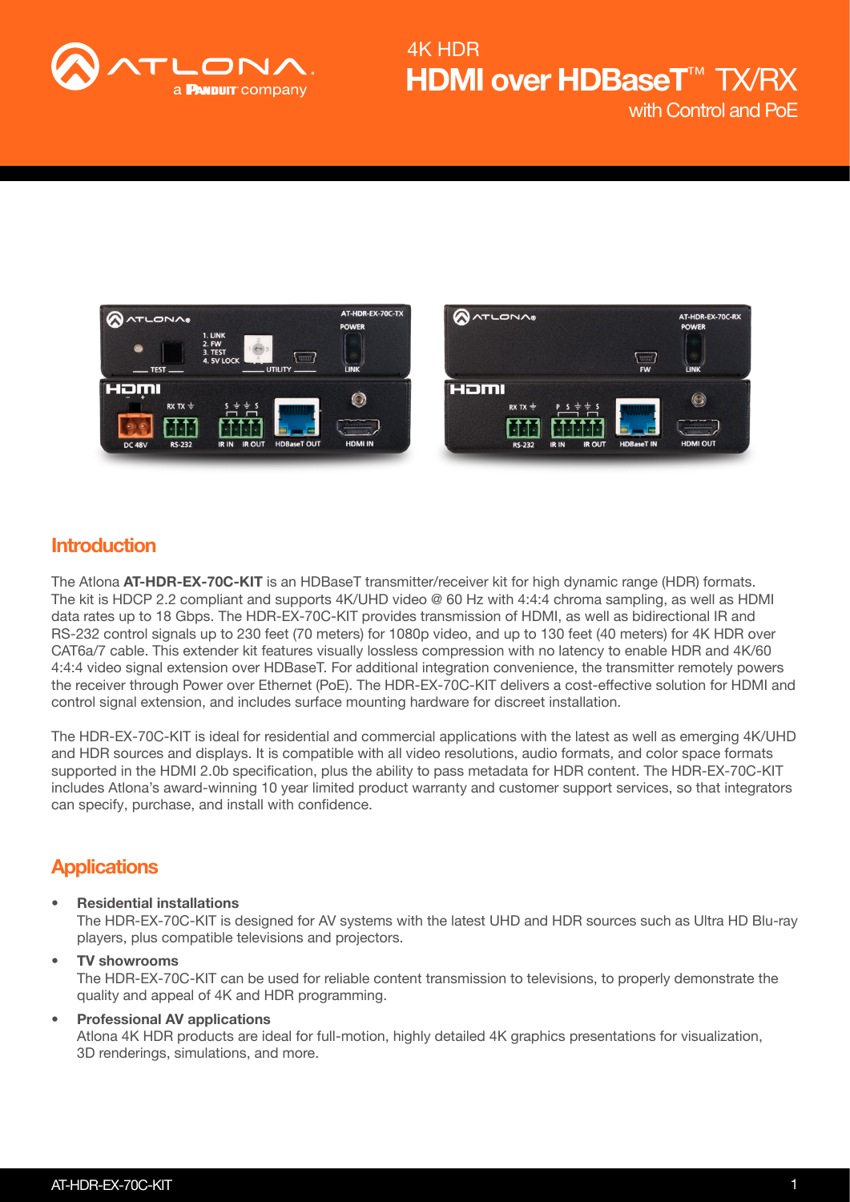# 4K HDR HDMI over HDBaseT™ TX/RX with Control and PoE

## Introduction

The Atlona **AT-HDR-EX-70C-KIT** is an HDBaseT transmitter/receiver kit for high dynamic range (HDR) formats. The kit is HDCP 2.2 compliant and supports 4K/UHD video @ 60 Hz with 4:4:4 chroma sampling, as well as HDMI data rates up to 18 Gbps. The HDR-EX-70C-KIT provides transmission of HDMI, as well as bidirectional IR and RS-232 control signals up to 230 feet (70 meters) for 1080p video, and up to 130 feet (40 meters) for 4K HDR over CAT6a/7 cable. This extender kit features visually lossless compression with no latency to enable HDR and 4K/60 4:4:4 video signal extension over HDBaseT. For additional integration convenience, the transmitter remotely powers the receiver through Power over Ethernet (PoE). The HDR-EX-70C-KIT delivers a cost-effective solution for HDMI and control signal extension, and includes surface mounting hardware for discreet installation.

The HDR-EX-70C-KIT is ideal for residential and commercial applications with the latest as well as emerging 4K/UHD and HDR sources and displays. It is compatible with all video resolutions, audio formats, and color space formats supported in the HDMI 2.0b specification, plus the ability to pass metadata for HDR content. The HDR-EX-70C-KIT includes Atlona's award-winning 10 year limited product warranty and customer support services, so that integrators can specify, purchase, and install with confidence.

## Applications

- **Residential installations**
  The HDR-EX-70C-KIT is designed for AV systems with the latest UHD and HDR sources such as Ultra HD Blu-ray players, plus compatible televisions and projectors.
- **TV showrooms**
  The HDR-EX-70C-KIT can be used for reliable content transmission to televisions, to properly demonstrate the quality and appeal of 4K and HDR programming.
- **Professional AV applications**
  Atlona 4K HDR products are ideal for full-motion, highly detailed 4K graphics presentations for visualization, 3D renderings, simulations, and more.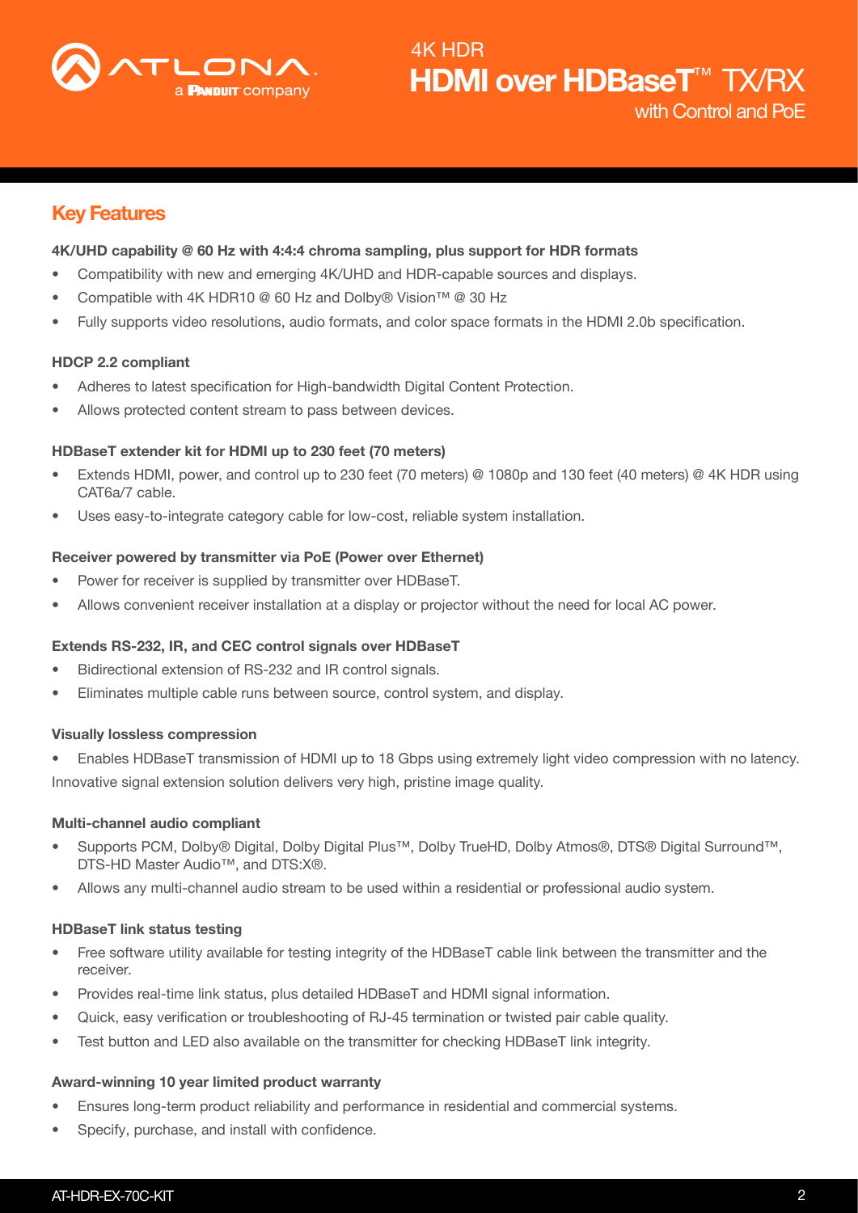## Key Features

**4K/UHD capability @ 60 Hz with 4:4:4 chroma sampling, plus support for HDR formats**

- Compatibility with new and emerging 4K/UHD and HDR-capable sources and displays.
- Compatible with 4K HDR10 @ 60 Hz and Dolby® Vision™ @ 30 Hz
- Fully supports video resolutions, audio formats, and color space formats in the HDMI 2.0b specification.

**HDCP 2.2 compliant**

- Adheres to latest specification for High-bandwidth Digital Content Protection.
- Allows protected content stream to pass between devices.

**HDBaseT extender kit for HDMI up to 230 feet (70 meters)**

- Extends HDMI, power, and control up to 230 feet (70 meters) @ 1080p and 130 feet (40 meters) @ 4K HDR using CAT6a/7 cable.
- Uses easy-to-integrate category cable for low-cost, reliable system installation.

**Receiver powered by transmitter via PoE (Power over Ethernet)**

- Power for receiver is supplied by transmitter over HDBaseT.
- Allows convenient receiver installation at a display or projector without the need for local AC power.

**Extends RS-232, IR, and CEC control signals over HDBaseT**

- Bidirectional extension of RS-232 and IR control signals.
- Eliminates multiple cable runs between source, control system, and display.

**Visually lossless compression**

- Enables HDBaseT transmission of HDMI up to 18 Gbps using extremely light video compression with no latency.

Innovative signal extension solution delivers very high, pristine image quality.

**Multi-channel audio compliant**

- Supports PCM, Dolby® Digital, Dolby Digital Plus™, Dolby TrueHD, Dolby Atmos®, DTS® Digital Surround™, DTS-HD Master Audio™, and DTS:X®.
- Allows any multi-channel audio stream to be used within a residential or professional audio system.

**HDBaseT link status testing**

- Free software utility available for testing integrity of the HDBaseT cable link between the transmitter and the receiver.
- Provides real-time link status, plus detailed HDBaseT and HDMI signal information.
- Quick, easy verification or troubleshooting of RJ-45 termination or twisted pair cable quality.
- Test button and LED also available on the transmitter for checking HDBaseT link integrity.

**Award-winning 10 year limited product warranty**

- Ensures long-term product reliability and performance in residential and commercial systems.
- Specify, purchase, and install with confidence.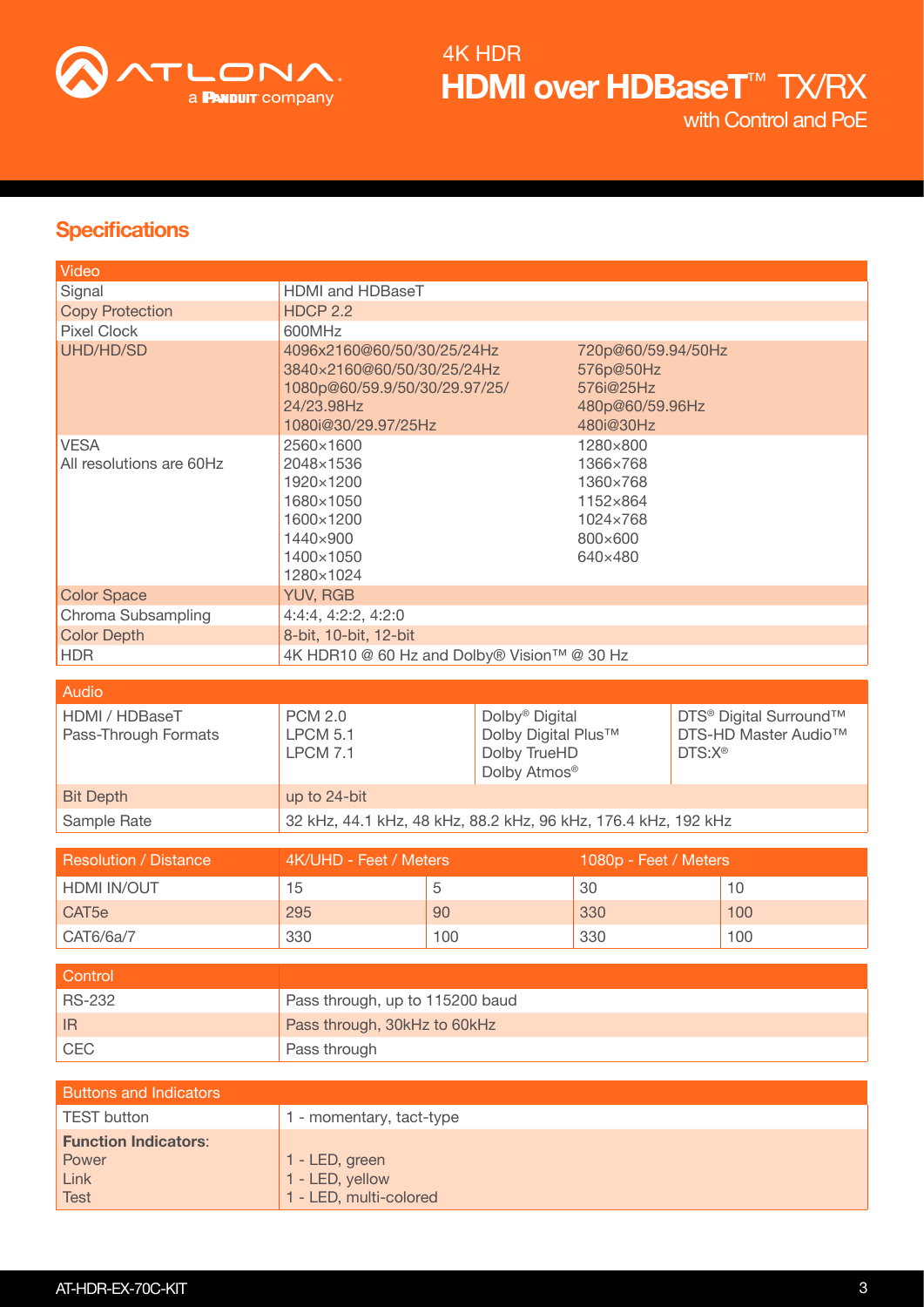# 4K HDR HDMI over HDBaseT™ TX/RX with Control and PoE

## Specifications

| Video | | |
|---|---|---|
| Signal | HDMI and HDBaseT | |
| Copy Protection | HDCP 2.2 | |
| Pixel Clock | 600MHz | |
| UHD/HD/SD | 4096x2160@60/50/30/25/24Hz<br>3840x2160@60/50/30/25/24Hz<br>1080p@60/59.9/50/30/29.97/25/<br>24/23.98Hz<br>1080i@30/29.97/25Hz | 720p@60/59.94/50Hz<br>576p@50Hz<br>576i@25Hz<br>480p@60/59.96Hz<br>480i@30Hz |
| VESA<br>All resolutions are 60Hz | 2560×1600<br>2048×1536<br>1920×1200<br>1680×1050<br>1600×1200<br>1440×900<br>1400×1050<br>1280×1024 | 1280×800<br>1366×768<br>1360×768<br>1152×864<br>1024×768<br>800×600<br>640×480 |
| Color Space | YUV, RGB | |
| Chroma Subsampling | 4:4:4, 4:2:2, 4:2:0 | |
| Color Depth | 8-bit, 10-bit, 12-bit | |
| HDR | 4K HDR10 @ 60 Hz and Dolby® Vision™ @ 30 Hz | |

| Audio | | | |
|---|---|---|---|
| HDMI / HDBaseT<br>Pass-Through Formats | PCM 2.0<br>LPCM 5.1<br>LPCM 7.1 | Dolby® Digital<br>Dolby Digital Plus™<br>Dolby TrueHD<br>Dolby Atmos® | DTS® Digital Surround™<br>DTS-HD Master Audio™<br>DTS:X® |
| Bit Depth | up to 24-bit | | |
| Sample Rate | 32 kHz, 44.1 kHz, 48 kHz, 88.2 kHz, 96 kHz, 176.4 kHz, 192 kHz | | |

| Resolution / Distance | 4K/UHD - Feet / Meters | | 1080p - Feet / Meters | |
|---|---|---|---|---|
| HDMI IN/OUT | 15 | 5 | 30 | 10 |
| CAT5e | 295 | 90 | 330 | 100 |
| CAT6/6a/7 | 330 | 100 | 330 | 100 |

| Control | |
|---|---|
| RS-232 | Pass through, up to 115200 baud |
| IR | Pass through, 30kHz to 60kHz |
| CEC | Pass through |

| Buttons and Indicators | |
|---|---|
| TEST button | 1 - momentary, tact-type |
| **Function Indicators**:<br>Power<br>Link<br>Test | <br>1 - LED, green<br>1 - LED, yellow<br>1 - LED, multi-colored |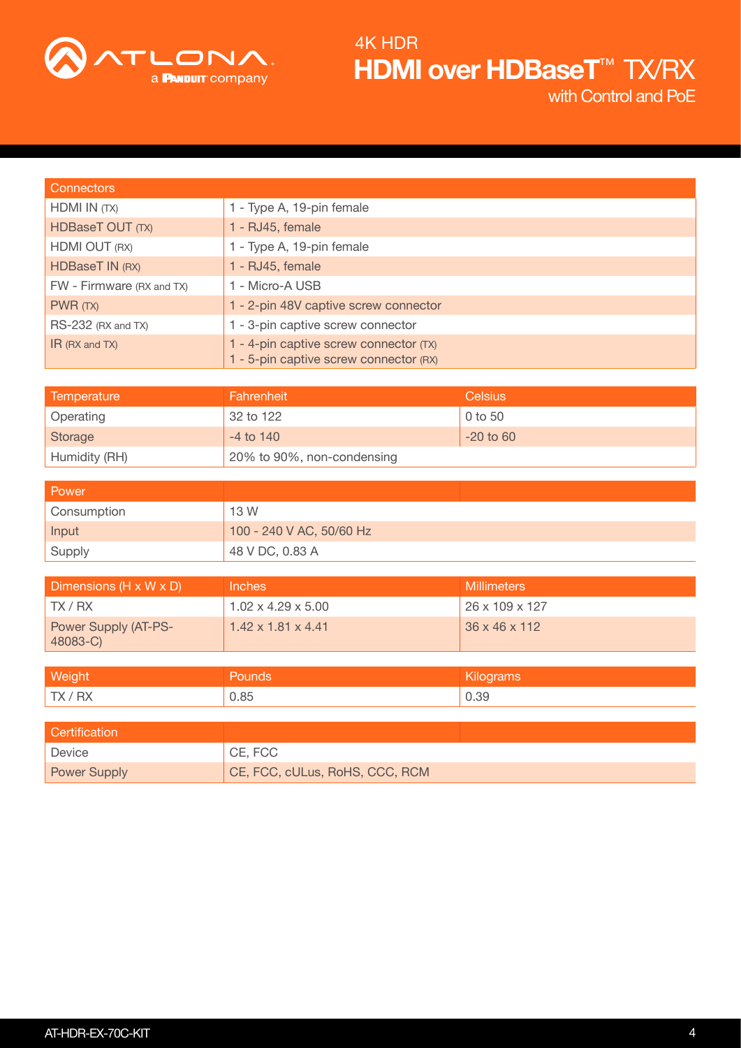| Connectors | |
|---|---|
| HDMI IN (TX) | 1 - Type A, 19-pin female |
| HDBaseT OUT (TX) | 1 - RJ45, female |
| HDMI OUT (RX) | 1 - Type A, 19-pin female |
| HDBaseT IN (RX) | 1 - RJ45, female |
| FW - Firmware (RX and TX) | 1 - Micro-A USB |
| PWR (TX) | 1 - 2-pin 48V captive screw connector |
| RS-232 (RX and TX) | 1 - 3-pin captive screw connector |
| IR (RX and TX) | 1 - 4-pin captive screw connector (TX)<br>1 - 5-pin captive screw connector (RX) |

| Temperature | Fahrenheit | Celsius |
|---|---|---|
| Operating | 32 to 122 | 0 to 50 |
| Storage | -4 to 140 | -20 to 60 |
| Humidity (RH) | 20% to 90%, non-condensing | |

| Power | | |
|---|---|---|
| Consumption | 13 W | |
| Input | 100 - 240 V AC, 50/60 Hz | |
| Supply | 48 V DC, 0.83 A | |

| Dimensions (H x W x D) | Inches | Millimeters |
|---|---|---|
| TX / RX | 1.02 x 4.29 x 5.00 | 26 x 109 x 127 |
| Power Supply (AT-PS-48083-C) | 1.42 x 1.81 x 4.41 | 36 x 46 x 112 |

| Weight | Pounds | Kilograms |
|---|---|---|
| TX / RX | 0.85 | 0.39 |

| Certification | | |
|---|---|---|
| Device | CE, FCC | |
| Power Supply | CE, FCC, cULus, RoHS, CCC, RCM | |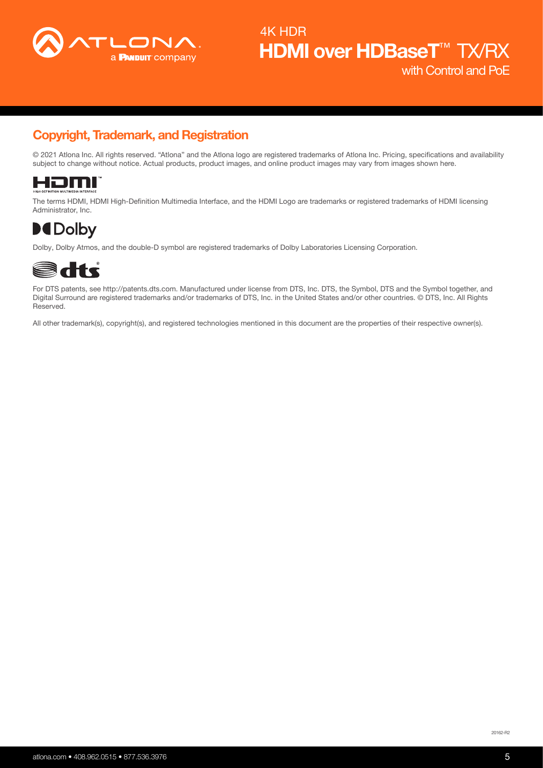## Copyright, Trademark, and Registration

© 2021 Atlona Inc. All rights reserved. "Atlona" and the Atlona logo are registered trademarks of Atlona Inc. Pricing, specifications and availability subject to change without notice. Actual products, product images, and online product images may vary from images shown here.

The terms HDMI, HDMI High-Definition Multimedia Interface, and the HDMI Logo are trademarks or registered trademarks of HDMI licensing Administrator, Inc.

Dolby, Dolby Atmos, and the double-D symbol are registered trademarks of Dolby Laboratories Licensing Corporation.

For DTS patents, see http://patents.dts.com. Manufactured under license from DTS, Inc. DTS, the Symbol, DTS and the Symbol together, and Digital Surround are registered trademarks and/or trademarks of DTS, Inc. in the United States and/or other countries. © DTS, Inc. All Rights Reserved.

All other trademark(s), copyright(s), and registered technologies mentioned in this document are the properties of their respective owner(s).

20162-R2